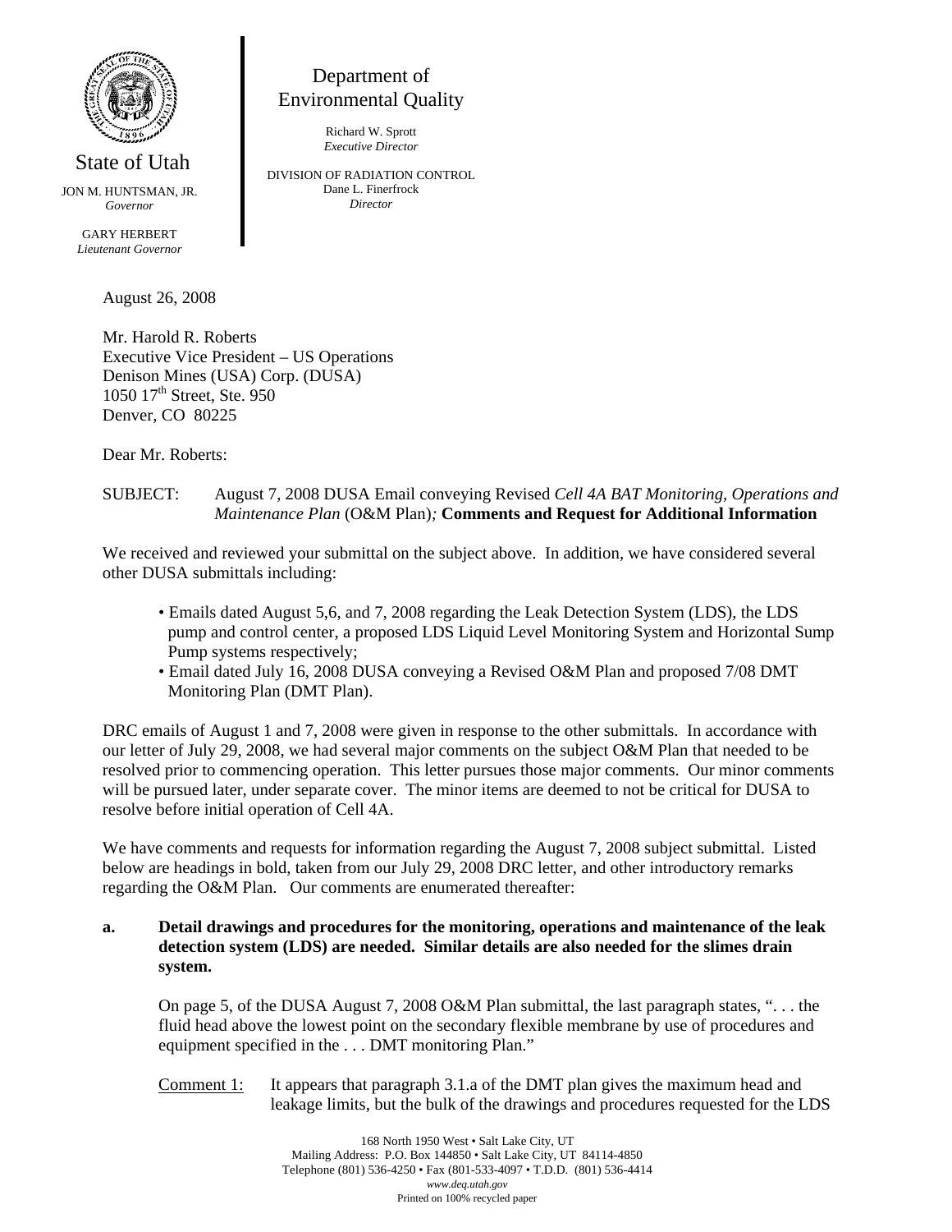State of Utah

JON M. HUNTSMAN, JR.
*Governor*

GARY HERBERT
*Lieutenant Governor*

Department of
Environmental Quality

Richard W. Sprott
*Executive Director*

DIVISION OF RADIATION CONTROL
Dane L. Finerfrock
*Director*

August 26, 2008

Mr. Harold R. Roberts
Executive Vice President – US Operations
Denison Mines (USA) Corp. (DUSA)
1050 17th Street, Ste. 950
Denver, CO 80225

Dear Mr. Roberts:

SUBJECT: August 7, 2008 DUSA Email conveying Revised *Cell 4A BAT Monitoring, Operations and Maintenance Plan* (O&M Plan)*;* **Comments and Request for Additional Information**

We received and reviewed your submittal on the subject above. In addition, we have considered several other DUSA submittals including:

- Emails dated August 5,6, and 7, 2008 regarding the Leak Detection System (LDS), the LDS pump and control center, a proposed LDS Liquid Level Monitoring System and Horizontal Sump Pump systems respectively;
- Email dated July 16, 2008 DUSA conveying a Revised O&M Plan and proposed 7/08 DMT Monitoring Plan (DMT Plan).

DRC emails of August 1 and 7, 2008 were given in response to the other submittals. In accordance with our letter of July 29, 2008, we had several major comments on the subject O&M Plan that needed to be resolved prior to commencing operation. This letter pursues those major comments. Our minor comments will be pursued later, under separate cover. The minor items are deemed to not be critical for DUSA to resolve before initial operation of Cell 4A.

We have comments and requests for information regarding the August 7, 2008 subject submittal. Listed below are headings in bold, taken from our July 29, 2008 DRC letter, and other introductory remarks regarding the O&M Plan. Our comments are enumerated thereafter:

**a. Detail drawings and procedures for the monitoring, operations and maintenance of the leak detection system (LDS) are needed. Similar details are also needed for the slimes drain system.**

On page 5, of the DUSA August 7, 2008 O&M Plan submittal, the last paragraph states, ". . . the fluid head above the lowest point on the secondary flexible membrane by use of procedures and equipment specified in the . . . DMT monitoring Plan."

Comment 1: It appears that paragraph 3.1.a of the DMT plan gives the maximum head and leakage limits, but the bulk of the drawings and procedures requested for the LDS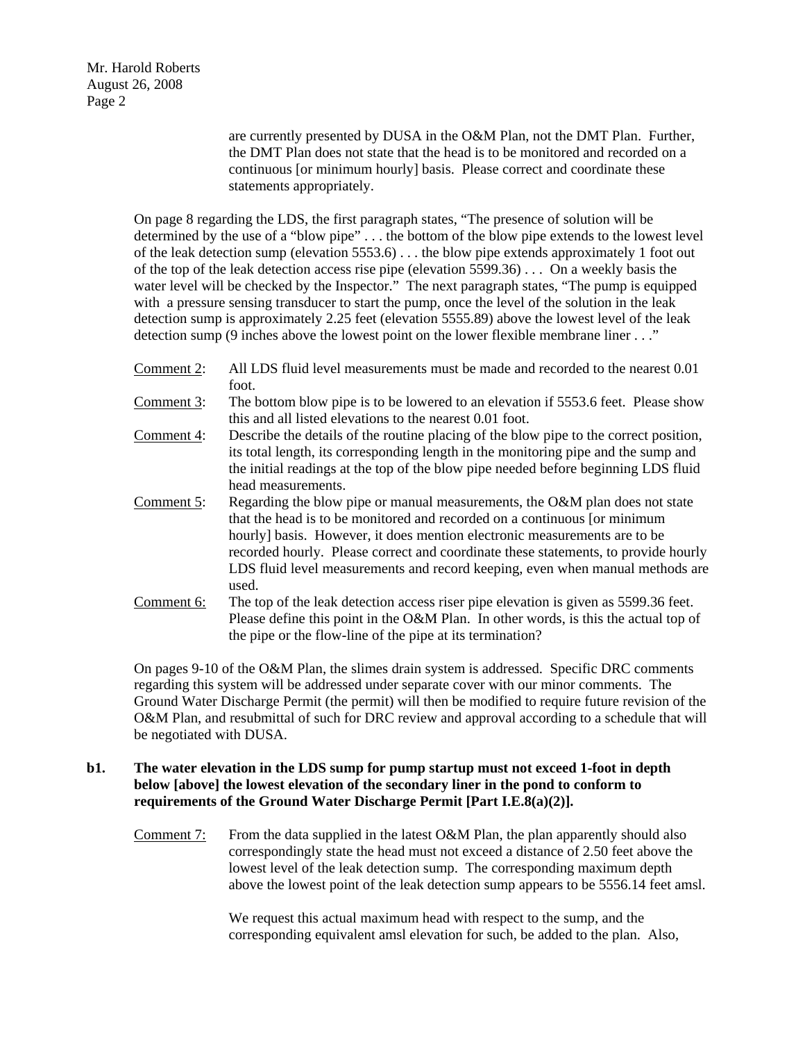are currently presented by DUSA in the O&M Plan, not the DMT Plan. Further, the DMT Plan does not state that the head is to be monitored and recorded on a continuous [or minimum hourly] basis. Please correct and coordinate these statements appropriately.

On page 8 regarding the LDS, the first paragraph states, "The presence of solution will be determined by the use of a "blow pipe" . . . the bottom of the blow pipe extends to the lowest level of the leak detection sump (elevation 5553.6) . . . the blow pipe extends approximately 1 foot out of the top of the leak detection access rise pipe (elevation 5599.36) . . . On a weekly basis the water level will be checked by the Inspector." The next paragraph states, "The pump is equipped with a pressure sensing transducer to start the pump, once the level of the solution in the leak detection sump is approximately 2.25 feet (elevation 5555.89) above the lowest level of the leak detection sump (9 inches above the lowest point on the lower flexible membrane liner . . ."

<u>Comment 2</u>: All LDS fluid level measurements must be made and recorded to the nearest 0.01 foot.

<u>Comment 3</u>: The bottom blow pipe is to be lowered to an elevation if 5553.6 feet. Please show this and all listed elevations to the nearest 0.01 foot.

<u>Comment 4</u>: Describe the details of the routine placing of the blow pipe to the correct position, its total length, its corresponding length in the monitoring pipe and the sump and the initial readings at the top of the blow pipe needed before beginning LDS fluid head measurements.

<u>Comment 5</u>: Regarding the blow pipe or manual measurements, the O&M plan does not state that the head is to be monitored and recorded on a continuous [or minimum hourly] basis. However, it does mention electronic measurements are to be recorded hourly. Please correct and coordinate these statements, to provide hourly LDS fluid level measurements and record keeping, even when manual methods are used.

<u>Comment 6:</u> The top of the leak detection access riser pipe elevation is given as 5599.36 feet. Please define this point in the O&M Plan. In other words, is this the actual top of the pipe or the flow-line of the pipe at its termination?

On pages 9-10 of the O&M Plan, the slimes drain system is addressed. Specific DRC comments regarding this system will be addressed under separate cover with our minor comments. The Ground Water Discharge Permit (the permit) will then be modified to require future revision of the O&M Plan, and resubmittal of such for DRC review and approval according to a schedule that will be negotiated with DUSA.

**b1. The water elevation in the LDS sump for pump startup must not exceed 1-foot in depth below [above] the lowest elevation of the secondary liner in the pond to conform to requirements of the Ground Water Discharge Permit [Part I.E.8(a)(2)].**

<u>Comment 7:</u> From the data supplied in the latest O&M Plan, the plan apparently should also correspondingly state the head must not exceed a distance of 2.50 feet above the lowest level of the leak detection sump. The corresponding maximum depth above the lowest point of the leak detection sump appears to be 5556.14 feet amsl.

We request this actual maximum head with respect to the sump, and the corresponding equivalent amsl elevation for such, be added to the plan. Also,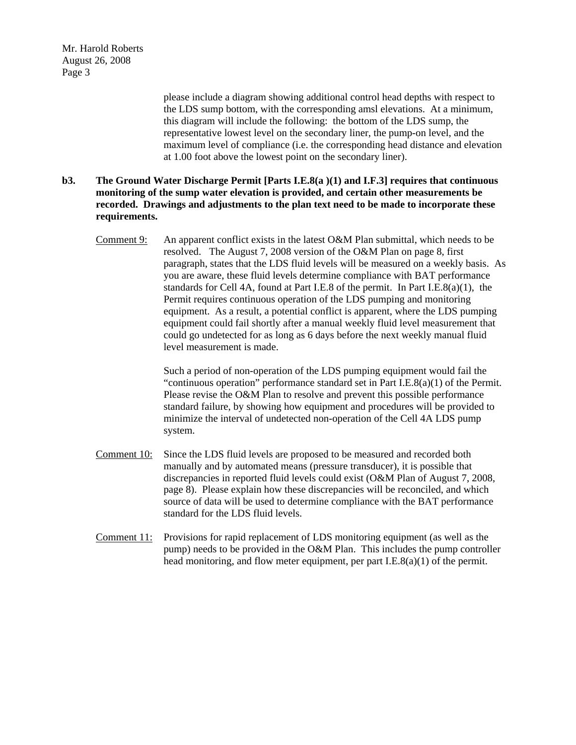please include a diagram showing additional control head depths with respect to the LDS sump bottom, with the corresponding amsl elevations. At a minimum, this diagram will include the following: the bottom of the LDS sump, the representative lowest level on the secondary liner, the pump-on level, and the maximum level of compliance (i.e. the corresponding head distance and elevation at 1.00 foot above the lowest point on the secondary liner).

**b3. The Ground Water Discharge Permit [Parts I.E.8(a )(1) and I.F.3] requires that continuous monitoring of the sump water elevation is provided, and certain other measurements be recorded. Drawings and adjustments to the plan text need to be made to incorporate these requirements.**

Comment 9: An apparent conflict exists in the latest O&M Plan submittal, which needs to be resolved. The August 7, 2008 version of the O&M Plan on page 8, first paragraph, states that the LDS fluid levels will be measured on a weekly basis. As you are aware, these fluid levels determine compliance with BAT performance standards for Cell 4A, found at Part I.E.8 of the permit. In Part I.E.8(a)(1), the Permit requires continuous operation of the LDS pumping and monitoring equipment. As a result, a potential conflict is apparent, where the LDS pumping equipment could fail shortly after a manual weekly fluid level measurement that could go undetected for as long as 6 days before the next weekly manual fluid level measurement is made.

Such a period of non-operation of the LDS pumping equipment would fail the "continuous operation" performance standard set in Part I.E.8(a)(1) of the Permit. Please revise the O&M Plan to resolve and prevent this possible performance standard failure, by showing how equipment and procedures will be provided to minimize the interval of undetected non-operation of the Cell 4A LDS pump system.

Comment 10: Since the LDS fluid levels are proposed to be measured and recorded both manually and by automated means (pressure transducer), it is possible that discrepancies in reported fluid levels could exist (O&M Plan of August 7, 2008, page 8). Please explain how these discrepancies will be reconciled, and which source of data will be used to determine compliance with the BAT performance standard for the LDS fluid levels.

Comment 11: Provisions for rapid replacement of LDS monitoring equipment (as well as the pump) needs to be provided in the O&M Plan. This includes the pump controller head monitoring, and flow meter equipment, per part I.E.8(a)(1) of the permit.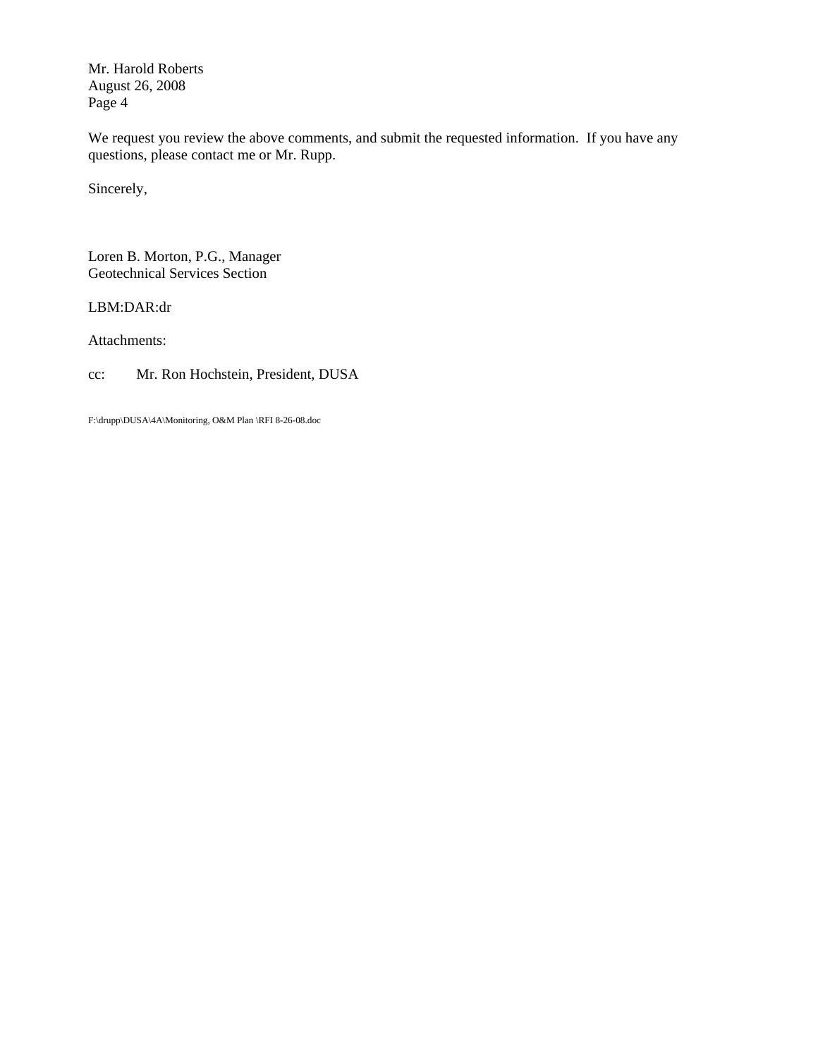Mr. Harold Roberts
August 26, 2008

We request you review the above comments, and submit the requested information. If you have any questions, please contact me or Mr. Rupp.

Sincerely,

Loren B. Morton, P.G., Manager
Geotechnical Services Section

LBM:DAR:dr

Attachments:

cc: Mr. Ron Hochstein, President, DUSA

F:\drupp\DUSA\4A\Monitoring, O&M Plan \RFI 8-26-08.doc